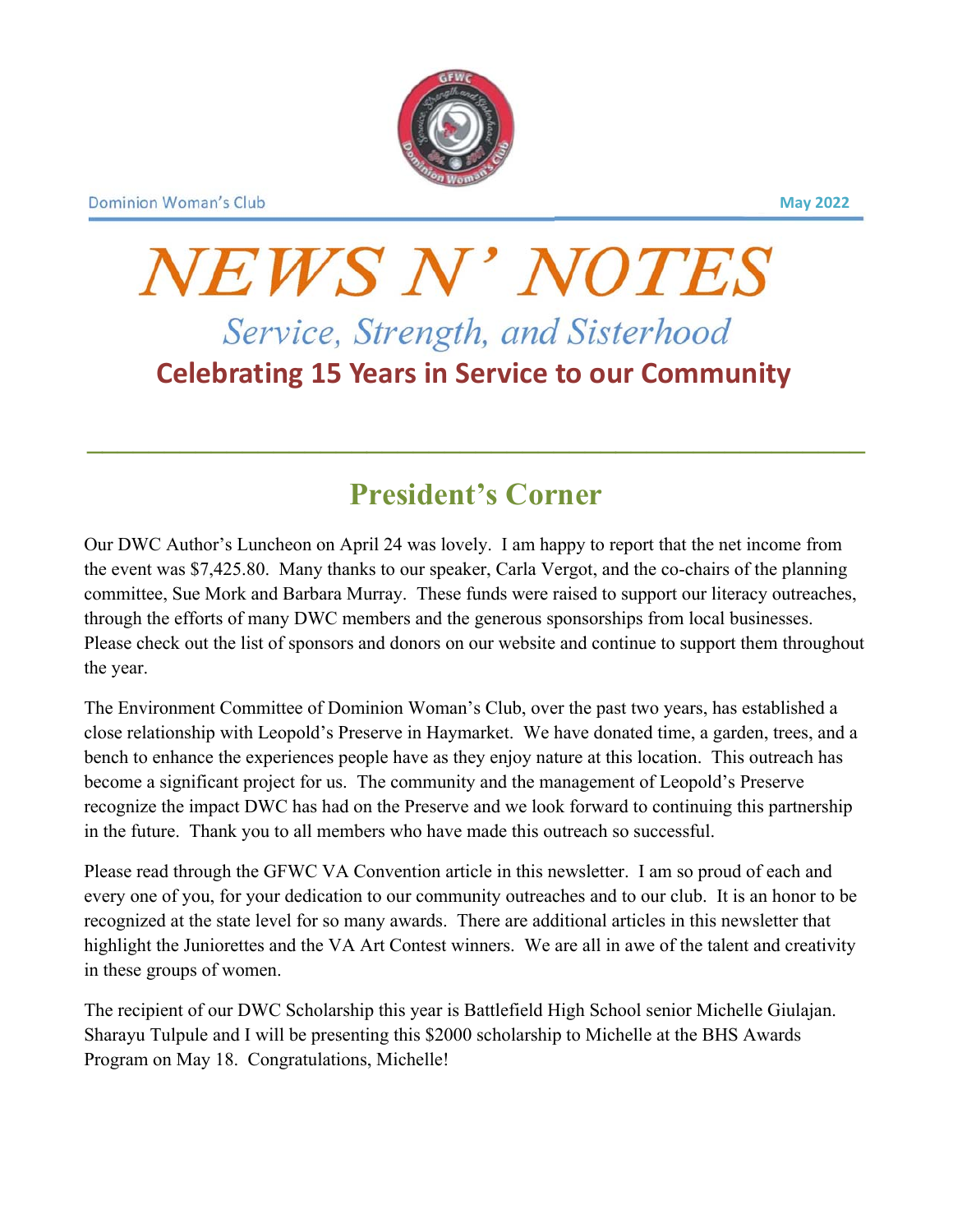Dominion Woman's Club

May 2022

# NEWS N' NOTES

*Service, Strength, and Sisterhood*

**Celebrating 15 Years in Service to our Community**

## President's Corner

Our DWC Author's Luncheon on April 24 was lovely. I am happy to report that the net income from the event was $7,425.80. Many thanks to our speaker, Carla Vergot, and the co-chairs of the planning committee, Sue Mork and Barbara Murray. These funds were raised to support our literacy outreaches, through the efforts of many DWC members and the generous sponsorships from local businesses. Please check out the list of sponsors and donors on our website and continue to support them throughout the year.

The Environment Committee of Dominion Woman's Club, over the past two years, has established a close relationship with Leopold's Preserve in Haymarket. We have donated time, a garden, trees, and a bench to enhance the experiences people have as they enjoy nature at this location. This outreach has become a significant project for us. The community and the management of Leopold's Preserve recognize the impact DWC has had on the Preserve and we look forward to continuing this partnership in the future. Thank you to all members who have made this outreach so successful.

Please read through the GFWC VA Convention article in this newsletter. I am so proud of each and every one of you, for your dedication to our community outreaches and to our club. It is an honor to be recognized at the state level for so many awards. There are additional articles in this newsletter that highlight the Juniorettes and the VA Art Contest winners. We are all in awe of the talent and creativity in these groups of women.

The recipient of our DWC Scholarship this year is Battlefield High School senior Michelle Giulajan. Sharayu Tulpule and I will be presenting this $2000 scholarship to Michelle at the BHS Awards Program on May 18. Congratulations, Michelle!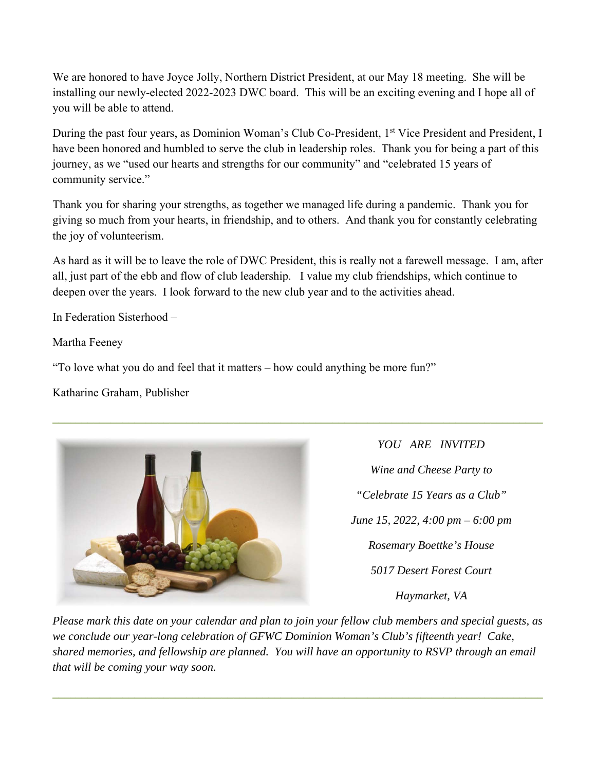We are honored to have Joyce Jolly, Northern District President, at our May 18 meeting. She will be installing our newly-elected 2022-2023 DWC board. This will be an exciting evening and I hope all of you will be able to attend.

During the past four years, as Dominion Woman's Club Co-President, 1st Vice President and President, I have been honored and humbled to serve the club in leadership roles. Thank you for being a part of this journey, as we "used our hearts and strengths for our community" and "celebrated 15 years of community service."

Thank you for sharing your strengths, as together we managed life during a pandemic. Thank you for giving so much from your hearts, in friendship, and to others. And thank you for constantly celebrating the joy of volunteerism.

As hard as it will be to leave the role of DWC President, this is really not a farewell message. I am, after all, just part of the ebb and flow of club leadership. I value my club friendships, which continue to deepen over the years. I look forward to the new club year and to the activities ahead.

In Federation Sisterhood –

Martha Feeney

"To love what you do and feel that it matters – how could anything be more fun?"

Katharine Graham, Publisher

---

*YOU ARE INVITED*

*Wine and Cheese Party to*

*"Celebrate 15 Years as a Club"*

*June 15, 2022, 4:00 pm – 6:00 pm*

*Rosemary Boettke's House*

*5017 Desert Forest Court*

*Haymarket, VA*

*Please mark this date on your calendar and plan to join your fellow club members and special guests, as we conclude our year-long celebration of GFWC Dominion Woman's Club's fifteenth year! Cake, shared memories, and fellowship are planned. You will have an opportunity to RSVP through an email that will be coming your way soon.*

---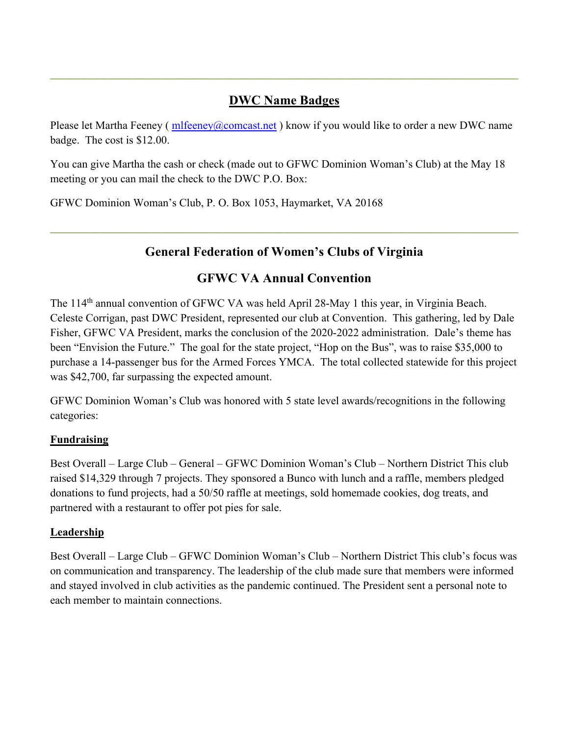---

## DWC Name Badges

Please let Martha Feeney ( [mlfeeney@comcast.net](mailto:mlfeeney@comcast.net) ) know if you would like to order a new DWC name badge. The cost is $12.00.

You can give Martha the cash or check (made out to GFWC Dominion Woman's Club) at the May 18 meeting or you can mail the check to the DWC P.O. Box:

GFWC Dominion Woman's Club, P. O. Box 1053, Haymarket, VA 20168

---

## General Federation of Women's Clubs of Virginia

## GFWC VA Annual Convention

The 114th annual convention of GFWC VA was held April 28-May 1 this year, in Virginia Beach. Celeste Corrigan, past DWC President, represented our club at Convention. This gathering, led by Dale Fisher, GFWC VA President, marks the conclusion of the 2020-2022 administration. Dale's theme has been "Envision the Future." The goal for the state project, "Hop on the Bus", was to raise $35,000 to purchase a 14-passenger bus for the Armed Forces YMCA. The total collected statewide for this project was $42,700, far surpassing the expected amount.

GFWC Dominion Woman's Club was honored with 5 state level awards/recognitions in the following categories:

**Fundraising**

Best Overall – Large Club – General – GFWC Dominion Woman's Club – Northern District This club raised $14,329 through 7 projects. They sponsored a Bunco with lunch and a raffle, members pledged donations to fund projects, had a 50/50 raffle at meetings, sold homemade cookies, dog treats, and partnered with a restaurant to offer pot pies for sale.

**Leadership**

Best Overall – Large Club – GFWC Dominion Woman's Club – Northern District This club's focus was on communication and transparency. The leadership of the club made sure that members were informed and stayed involved in club activities as the pandemic continued. The President sent a personal note to each member to maintain connections.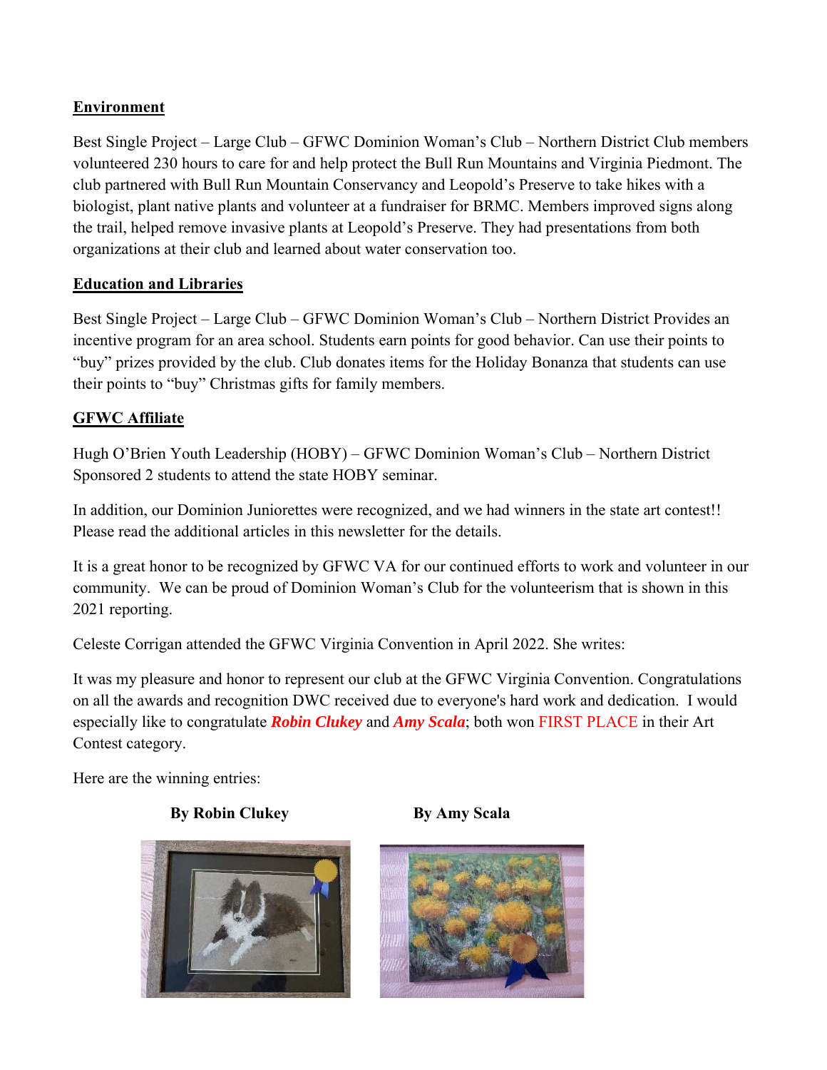**Environment**

Best Single Project – Large Club – GFWC Dominion Woman's Club – Northern District Club members volunteered 230 hours to care for and help protect the Bull Run Mountains and Virginia Piedmont. The club partnered with Bull Run Mountain Conservancy and Leopold's Preserve to take hikes with a biologist, plant native plants and volunteer at a fundraiser for BRMC. Members improved signs along the trail, helped remove invasive plants at Leopold's Preserve. They had presentations from both organizations at their club and learned about water conservation too.

**Education and Libraries**

Best Single Project – Large Club – GFWC Dominion Woman's Club – Northern District Provides an incentive program for an area school. Students earn points for good behavior. Can use their points to "buy" prizes provided by the club. Club donates items for the Holiday Bonanza that students can use their points to "buy" Christmas gifts for family members.

**GFWC Affiliate**

Hugh O'Brien Youth Leadership (HOBY) – GFWC Dominion Woman's Club – Northern District Sponsored 2 students to attend the state HOBY seminar.

In addition, our Dominion Juniorettes were recognized, and we had winners in the state art contest!! Please read the additional articles in this newsletter for the details.

It is a great honor to be recognized by GFWC VA for our continued efforts to work and volunteer in our community. We can be proud of Dominion Woman's Club for the volunteerism that is shown in this 2021 reporting.

Celeste Corrigan attended the GFWC Virginia Convention in April 2022. She writes:

It was my pleasure and honor to represent our club at the GFWC Virginia Convention. Congratulations on all the awards and recognition DWC received due to everyone's hard work and dedication. I would especially like to congratulate ***Robin Clukey*** and ***Amy Scala***; both won FIRST PLACE in their Art Contest category.

Here are the winning entries:

**By Robin Clukey** **By Amy Scala**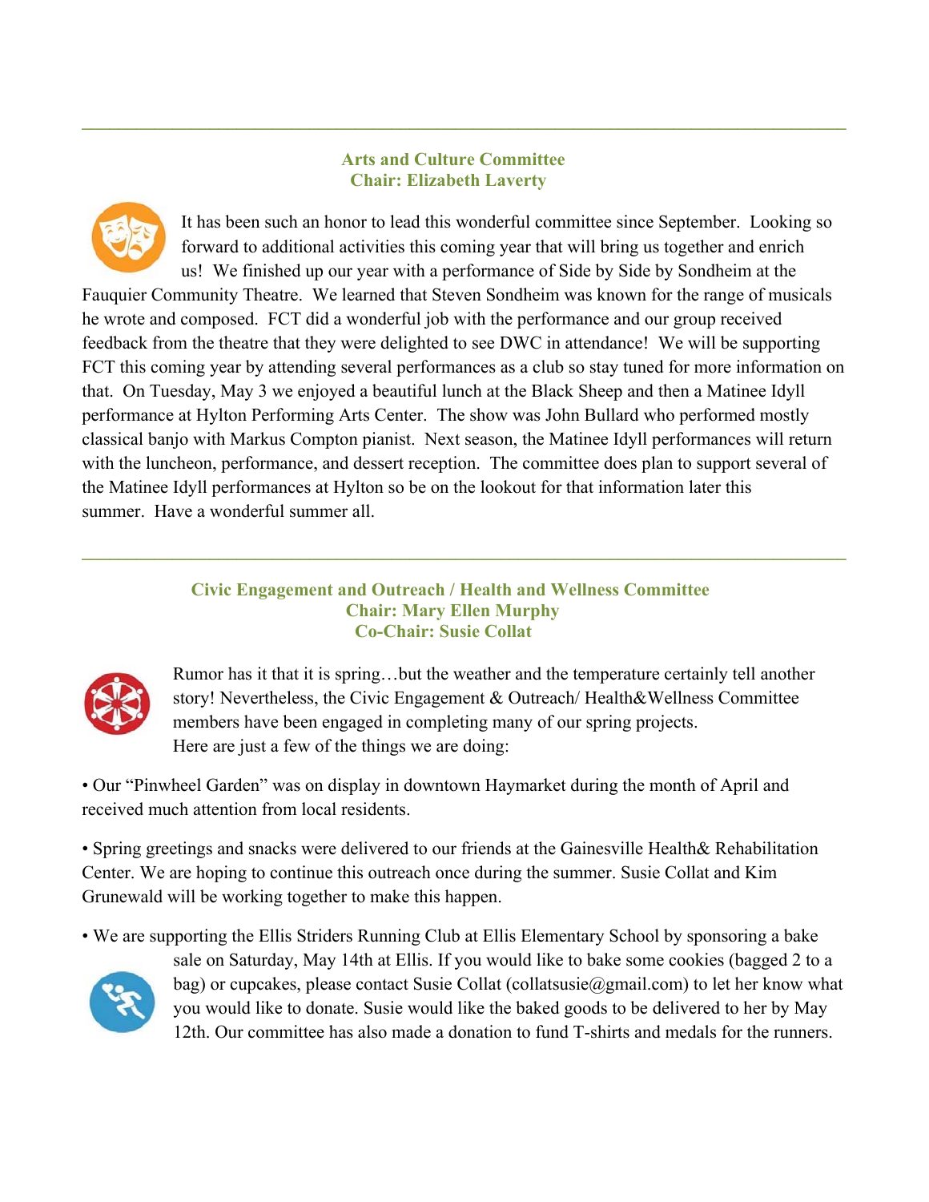---

## Arts and Culture Committee
### Chair: Elizabeth Laverty

It has been such an honor to lead this wonderful committee since September. Looking so forward to additional activities this coming year that will bring us together and enrich us! We finished up our year with a performance of Side by Side by Sondheim at the Fauquier Community Theatre. We learned that Steven Sondheim was known for the range of musicals he wrote and composed. FCT did a wonderful job with the performance and our group received feedback from the theatre that they were delighted to see DWC in attendance! We will be supporting FCT this coming year by attending several performances as a club so stay tuned for more information on that. On Tuesday, May 3 we enjoyed a beautiful lunch at the Black Sheep and then a Matinee Idyll performance at Hylton Performing Arts Center. The show was John Bullard who performed mostly classical banjo with Markus Compton pianist. Next season, the Matinee Idyll performances will return with the luncheon, performance, and dessert reception. The committee does plan to support several of the Matinee Idyll performances at Hylton so be on the lookout for that information later this summer. Have a wonderful summer all.

---

## Civic Engagement and Outreach / Health and Wellness Committee
### Chair: Mary Ellen Murphy
### Co-Chair: Susie Collat

Rumor has it that it is spring…but the weather and the temperature certainly tell another story! Nevertheless, the Civic Engagement & Outreach/ Health&Wellness Committee members have been engaged in completing many of our spring projects.
Here are just a few of the things we are doing:

• Our "Pinwheel Garden" was on display in downtown Haymarket during the month of April and received much attention from local residents.

• Spring greetings and snacks were delivered to our friends at the Gainesville Health& Rehabilitation Center. We are hoping to continue this outreach once during the summer. Susie Collat and Kim Grunewald will be working together to make this happen.

• We are supporting the Ellis Striders Running Club at Ellis Elementary School by sponsoring a bake sale on Saturday, May 14th at Ellis. If you would like to bake some cookies (bagged 2 to a bag) or cupcakes, please contact Susie Collat (collatsusie@gmail.com) to let her know what you would like to donate. Susie would like the baked goods to be delivered to her by May 12th. Our committee has also made a donation to fund T-shirts and medals for the runners.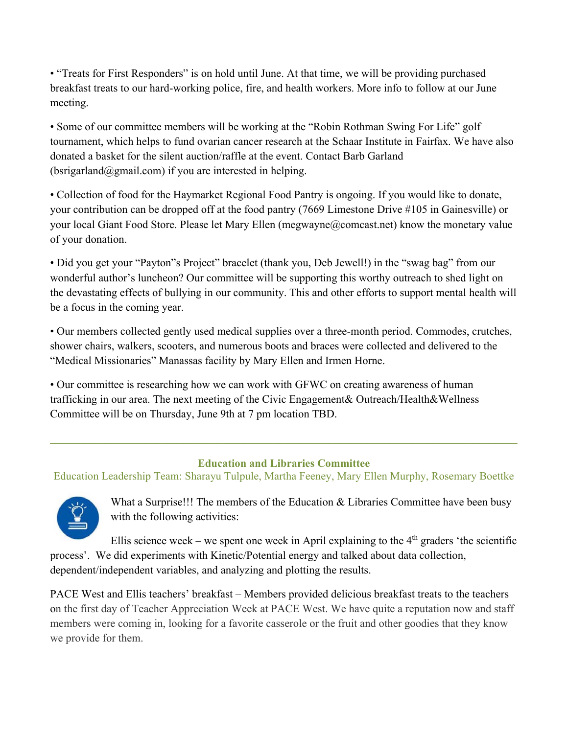• "Treats for First Responders" is on hold until June. At that time, we will be providing purchased breakfast treats to our hard-working police, fire, and health workers. More info to follow at our June meeting.

• Some of our committee members will be working at the "Robin Rothman Swing For Life" golf tournament, which helps to fund ovarian cancer research at the Schaar Institute in Fairfax. We have also donated a basket for the silent auction/raffle at the event. Contact Barb Garland (bsrigarland@gmail.com) if you are interested in helping.

• Collection of food for the Haymarket Regional Food Pantry is ongoing. If you would like to donate, your contribution can be dropped off at the food pantry (7669 Limestone Drive #105 in Gainesville) or your local Giant Food Store. Please let Mary Ellen (megwayne@comcast.net) know the monetary value of your donation.

• Did you get your "Payton"s Project" bracelet (thank you, Deb Jewell!) in the "swag bag" from our wonderful author's luncheon? Our committee will be supporting this worthy outreach to shed light on the devastating effects of bullying in our community. This and other efforts to support mental health will be a focus in the coming year.

• Our members collected gently used medical supplies over a three-month period. Commodes, crutches, shower chairs, walkers, scooters, and numerous boots and braces were collected and delivered to the "Medical Missionaries" Manassas facility by Mary Ellen and Irmen Horne.

• Our committee is researching how we can work with GFWC on creating awareness of human trafficking in our area. The next meeting of the Civic Engagement& Outreach/Health&Wellness Committee will be on Thursday, June 9th at 7 pm location TBD.

---

## Education and Libraries Committee

Education Leadership Team: Sharayu Tulpule, Martha Feeney, Mary Ellen Murphy, Rosemary Boettke

What a Surprise!!! The members of the Education & Libraries Committee have been busy with the following activities:

Ellis science week – we spent one week in April explaining to the 4th graders 'the scientific process'. We did experiments with Kinetic/Potential energy and talked about data collection, dependent/independent variables, and analyzing and plotting the results.

PACE West and Ellis teachers' breakfast – Members provided delicious breakfast treats to the teachers on the first day of Teacher Appreciation Week at PACE West. We have quite a reputation now and staff members were coming in, looking for a favorite casserole or the fruit and other goodies that they know we provide for them.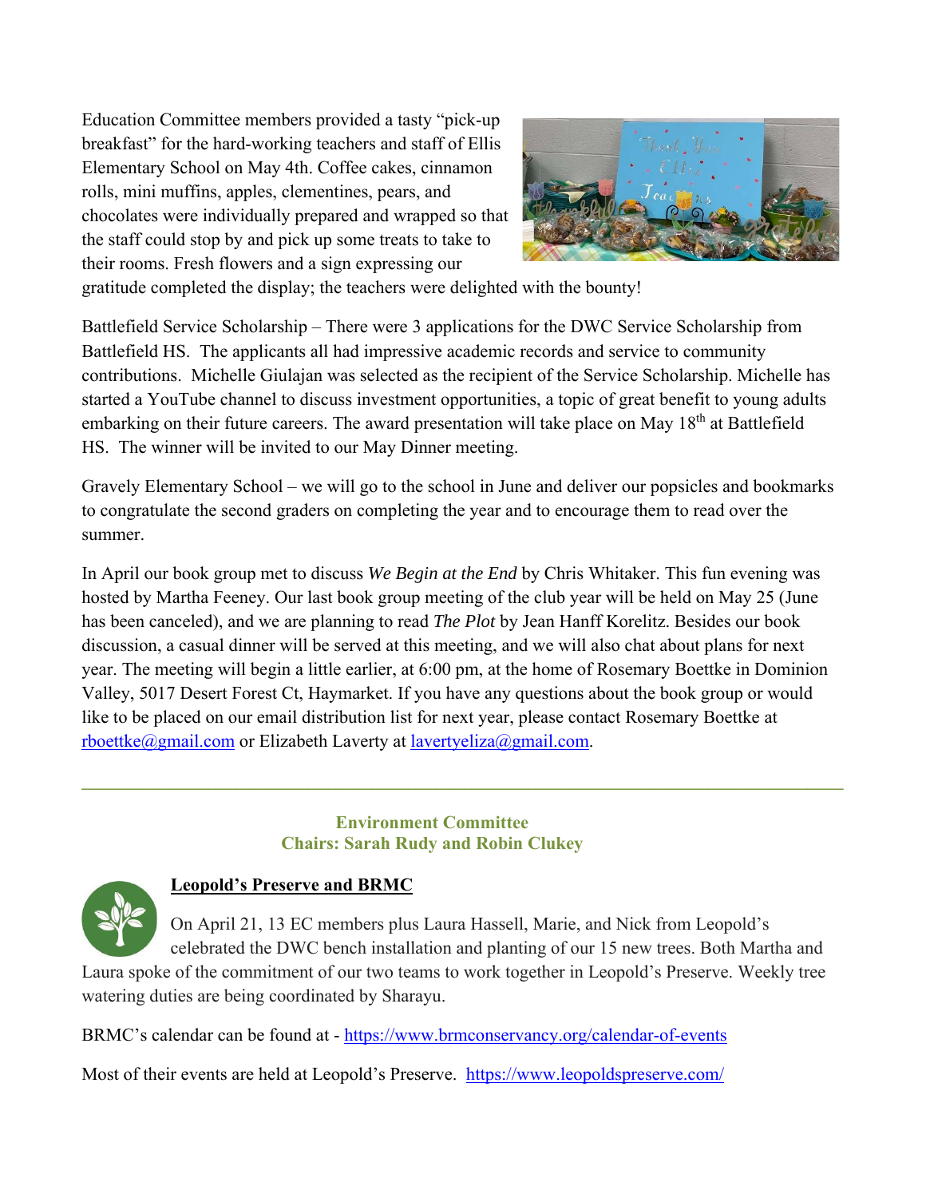Education Committee members provided a tasty "pick-up breakfast" for the hard-working teachers and staff of Ellis Elementary School on May 4th. Coffee cakes, cinnamon rolls, mini muffins, apples, clementines, pears, and chocolates were individually prepared and wrapped so that the staff could stop by and pick up some treats to take to their rooms. Fresh flowers and a sign expressing our gratitude completed the display; the teachers were delighted with the bounty!

Battlefield Service Scholarship – There were 3 applications for the DWC Service Scholarship from Battlefield HS. The applicants all had impressive academic records and service to community contributions. Michelle Giulajan was selected as the recipient of the Service Scholarship. Michelle has started a YouTube channel to discuss investment opportunities, a topic of great benefit to young adults embarking on their future careers. The award presentation will take place on May 18th at Battlefield HS. The winner will be invited to our May Dinner meeting.

Gravely Elementary School – we will go to the school in June and deliver our popsicles and bookmarks to congratulate the second graders on completing the year and to encourage them to read over the summer.

In April our book group met to discuss *We Begin at the End* by Chris Whitaker. This fun evening was hosted by Martha Feeney. Our last book group meeting of the club year will be held on May 25 (June has been canceled), and we are planning to read *The Plot* by Jean Hanff Korelitz. Besides our book discussion, a casual dinner will be served at this meeting, and we will also chat about plans for next year. The meeting will begin a little earlier, at 6:00 pm, at the home of Rosemary Boettke in Dominion Valley, 5017 Desert Forest Ct, Haymarket. If you have any questions about the book group or would like to be placed on our email distribution list for next year, please contact Rosemary Boettke at rboettke@gmail.com or Elizabeth Laverty at lavertyeliza@gmail.com.

---

## Environment Committee
**Chairs: Sarah Rudy and Robin Clukey**

### Leopold's Preserve and BRMC

On April 21, 13 EC members plus Laura Hassell, Marie, and Nick from Leopold's celebrated the DWC bench installation and planting of our 15 new trees. Both Martha and Laura spoke of the commitment of our two teams to work together in Leopold's Preserve. Weekly tree watering duties are being coordinated by Sharayu.

BRMC's calendar can be found at - https://www.brmconservancy.org/calendar-of-events

Most of their events are held at Leopold's Preserve. https://www.leopoldspreserve.com/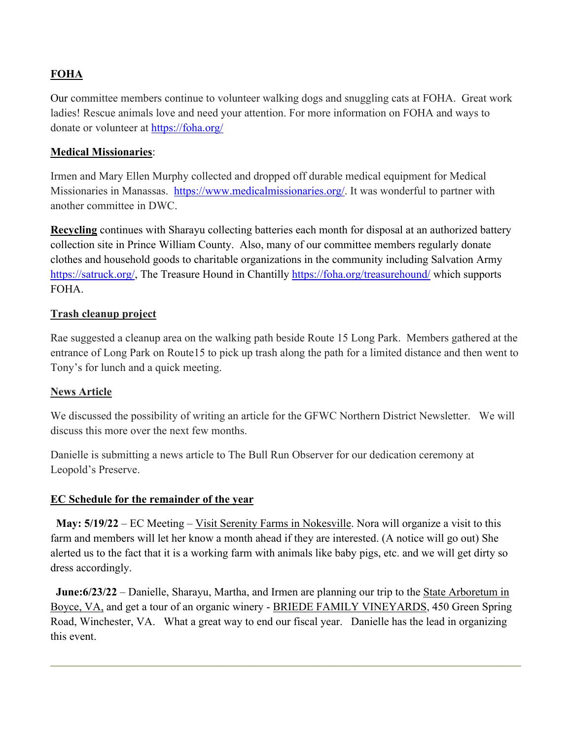**FOHA**

Our committee members continue to volunteer walking dogs and snuggling cats at FOHA. Great work ladies! Rescue animals love and need your attention. For more information on FOHA and ways to donate or volunteer at https://foha.org/

**Medical Missionaries**:

Irmen and Mary Ellen Murphy collected and dropped off durable medical equipment for Medical Missionaries in Manassas. https://www.medicalmissionaries.org/. It was wonderful to partner with another committee in DWC.

**Recycling** continues with Sharayu collecting batteries each month for disposal at an authorized battery collection site in Prince William County. Also, many of our committee members regularly donate clothes and household goods to charitable organizations in the community including Salvation Army https://satruck.org/, The Treasure Hound in Chantilly https://foha.org/treasurehound/ which supports FOHA.

**Trash cleanup project**

Rae suggested a cleanup area on the walking path beside Route 15 Long Park. Members gathered at the entrance of Long Park on Route15 to pick up trash along the path for a limited distance and then went to Tony's for lunch and a quick meeting.

**News Article**

We discussed the possibility of writing an article for the GFWC Northern District Newsletter. We will discuss this more over the next few months.

Danielle is submitting a news article to The Bull Run Observer for our dedication ceremony at Leopold's Preserve.

**EC Schedule for the remainder of the year**

**May: 5/19/22** – EC Meeting – Visit Serenity Farms in Nokesville. Nora will organize a visit to this farm and members will let her know a month ahead if they are interested. (A notice will go out) She alerted us to the fact that it is a working farm with animals like baby pigs, etc. and we will get dirty so dress accordingly.

**June:6/23/22** – Danielle, Sharayu, Martha, and Irmen are planning our trip to the State Arboretum in Boyce, VA, and get a tour of an organic winery - BRIEDE FAMILY VINEYARDS, 450 Green Spring Road, Winchester, VA. What a great way to end our fiscal year. Danielle has the lead in organizing this event.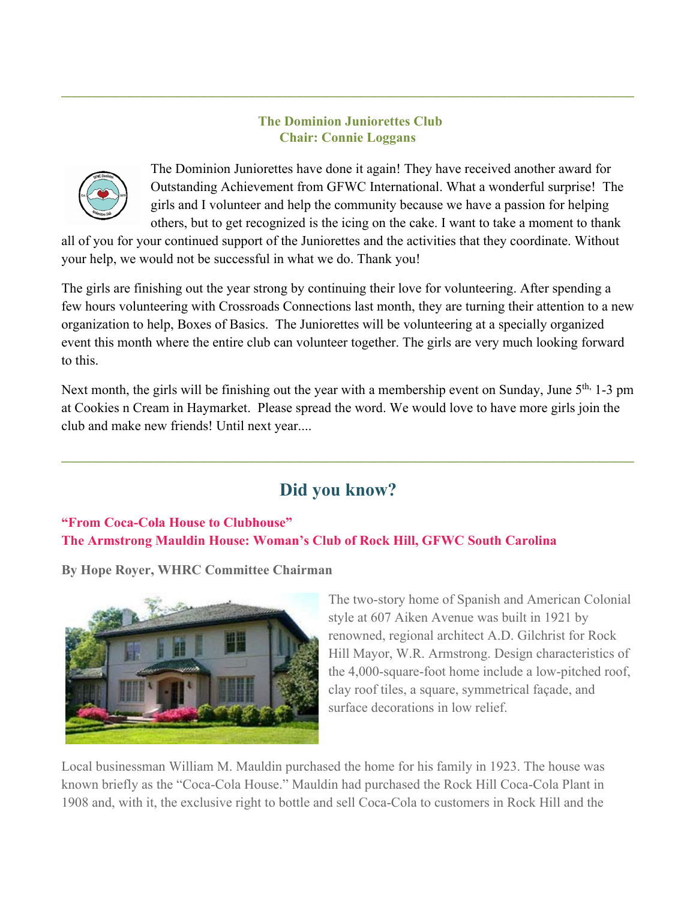---

### The Dominion Juniorettes Club
### Chair: Connie Loggans

The Dominion Juniorettes have done it again! They have received another award for Outstanding Achievement from GFWC International. What a wonderful surprise! The girls and I volunteer and help the community because we have a passion for helping others, but to get recognized is the icing on the cake. I want to take a moment to thank all of you for your continued support of the Juniorettes and the activities that they coordinate. Without your help, we would not be successful in what we do. Thank you!

The girls are finishing out the year strong by continuing their love for volunteering. After spending a few hours volunteering with Crossroads Connections last month, they are turning their attention to a new organization to help, Boxes of Basics. The Juniorettes will be volunteering at a specially organized event this month where the entire club can volunteer together. The girls are very much looking forward to this.

Next month, the girls will be finishing out the year with a membership event on Sunday, June 5th, 1-3 pm at Cookies n Cream in Haymarket. Please spread the word. We would love to have more girls join the club and make new friends! Until next year....

---

## Did you know?

**"From Coca-Cola House to Clubhouse"**
**The Armstrong Mauldin House: Woman's Club of Rock Hill, GFWC South Carolina**

**By Hope Royer, WHRC Committee Chairman**

The two-story home of Spanish and American Colonial style at 607 Aiken Avenue was built in 1921 by renowned, regional architect A.D. Gilchrist for Rock Hill Mayor, W.R. Armstrong. Design characteristics of the 4,000-square-foot home include a low-pitched roof, clay roof tiles, a square, symmetrical façade, and surface decorations in low relief.

Local businessman William M. Mauldin purchased the home for his family in 1923. The house was known briefly as the "Coca-Cola House." Mauldin had purchased the Rock Hill Coca-Cola Plant in 1908 and, with it, the exclusive right to bottle and sell Coca-Cola to customers in Rock Hill and the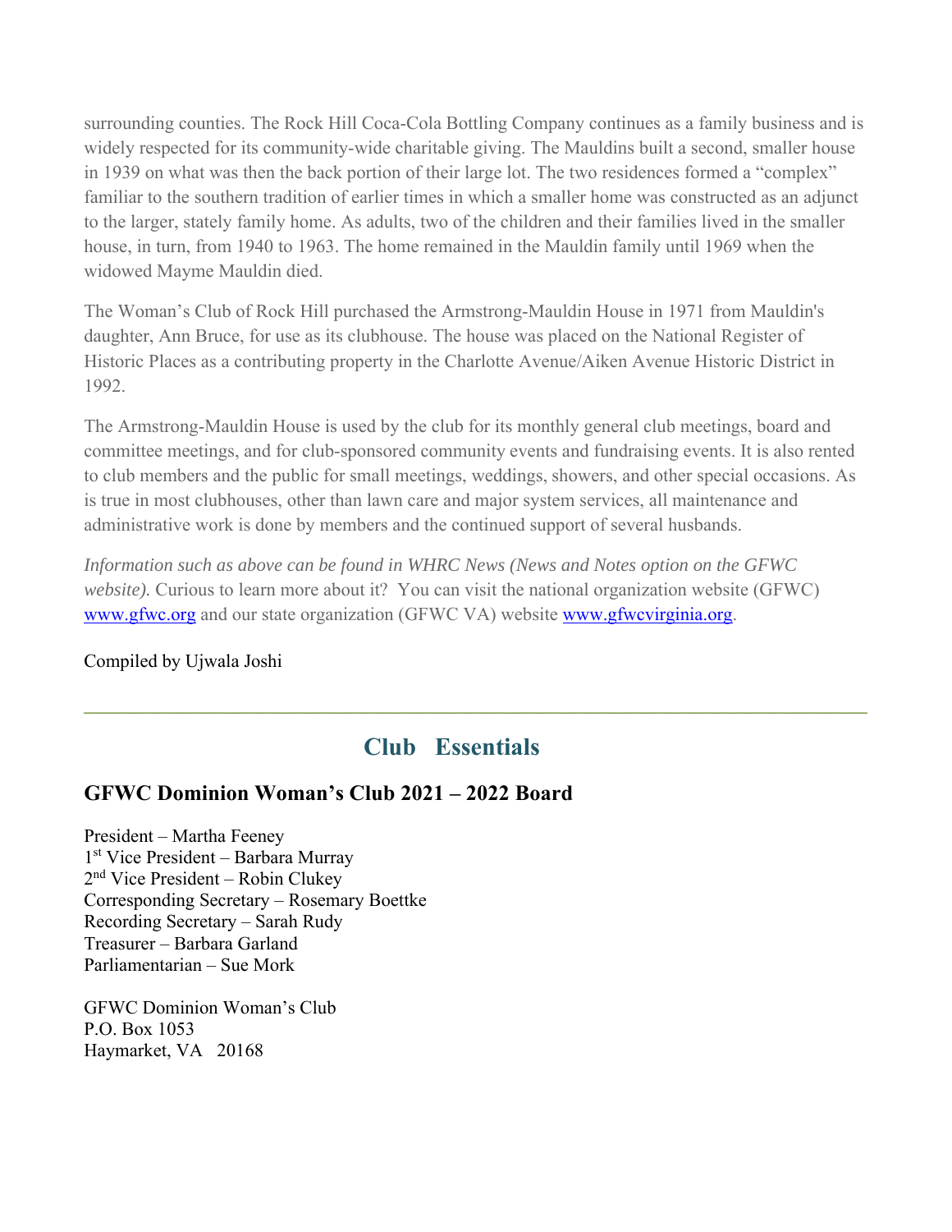surrounding counties. The Rock Hill Coca-Cola Bottling Company continues as a family business and is widely respected for its community-wide charitable giving. The Mauldins built a second, smaller house in 1939 on what was then the back portion of their large lot. The two residences formed a "complex" familiar to the southern tradition of earlier times in which a smaller home was constructed as an adjunct to the larger, stately family home. As adults, two of the children and their families lived in the smaller house, in turn, from 1940 to 1963. The home remained in the Mauldin family until 1969 when the widowed Mayme Mauldin died.

The Woman's Club of Rock Hill purchased the Armstrong-Mauldin House in 1971 from Mauldin's daughter, Ann Bruce, for use as its clubhouse. The house was placed on the National Register of Historic Places as a contributing property in the Charlotte Avenue/Aiken Avenue Historic District in 1992.

The Armstrong-Mauldin House is used by the club for its monthly general club meetings, board and committee meetings, and for club-sponsored community events and fundraising events. It is also rented to club members and the public for small meetings, weddings, showers, and other special occasions. As is true in most clubhouses, other than lawn care and major system services, all maintenance and administrative work is done by members and the continued support of several husbands.

*Information such as above can be found in WHRC News (News and Notes option on the GFWC website).* Curious to learn more about it? You can visit the national organization website (GFWC) [www.gfwc.org](http://www.gfwc.org) and our state organization (GFWC VA) website [www.gfwcvirginia.org](http://www.gfwcvirginia.org).

Compiled by Ujwala Joshi

---

## Club Essentials

### GFWC Dominion Woman's Club 2021 – 2022 Board

President – Martha Feeney
1st Vice President – Barbara Murray
2nd Vice President – Robin Clukey
Corresponding Secretary – Rosemary Boettke
Recording Secretary – Sarah Rudy
Treasurer – Barbara Garland
Parliamentarian – Sue Mork

GFWC Dominion Woman's Club
P.O. Box 1053
Haymarket, VA 20168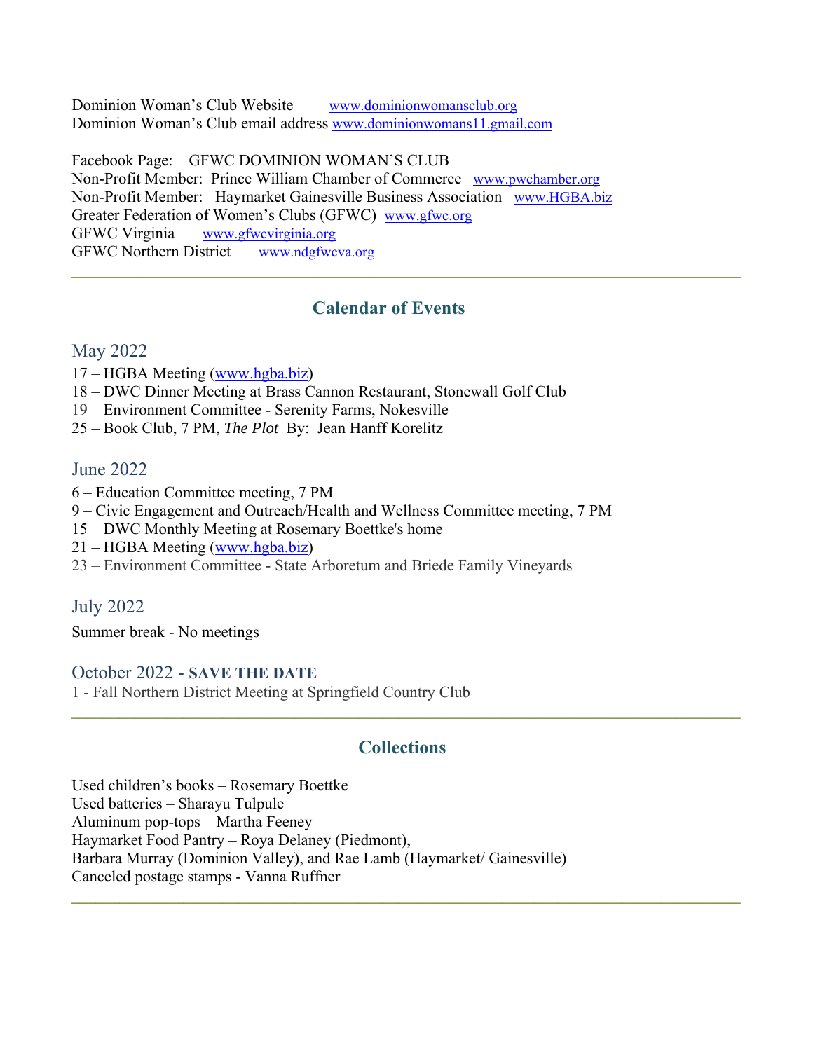Dominion Woman's Club Website www.dominionwomansclub.org
Dominion Woman's Club email address www.dominionwomans11.gmail.com

Facebook Page: GFWC DOMINION WOMAN'S CLUB
Non-Profit Member: Prince William Chamber of Commerce www.pwchamber.org
Non-Profit Member: Haymarket Gainesville Business Association www.HGBA.biz
Greater Federation of Women's Clubs (GFWC) www.gfwc.org
GFWC Virginia www.gfwcvirginia.org
GFWC Northern District www.ndgfwcva.org

---

## Calendar of Events

### May 2022

17 – HGBA Meeting (www.hgba.biz)
18 – DWC Dinner Meeting at Brass Cannon Restaurant, Stonewall Golf Club
19 – Environment Committee - Serenity Farms, Nokesville
25 – Book Club, 7 PM, *The Plot* By: Jean Hanff Korelitz

### June 2022

6 – Education Committee meeting, 7 PM
9 – Civic Engagement and Outreach/Health and Wellness Committee meeting, 7 PM
15 – DWC Monthly Meeting at Rosemary Boettke's home
21 – HGBA Meeting (www.hgba.biz)
23 – Environment Committee - State Arboretum and Briede Family Vineyards

### July 2022

Summer break - No meetings

### October 2022 - **SAVE THE DATE**

1 - Fall Northern District Meeting at Springfield Country Club

---

## Collections

Used children's books – Rosemary Boettke
Used batteries – Sharayu Tulpule
Aluminum pop-tops – Martha Feeney
Haymarket Food Pantry – Roya Delaney (Piedmont),
Barbara Murray (Dominion Valley), and Rae Lamb (Haymarket/ Gainesville)
Canceled postage stamps - Vanna Ruffner

---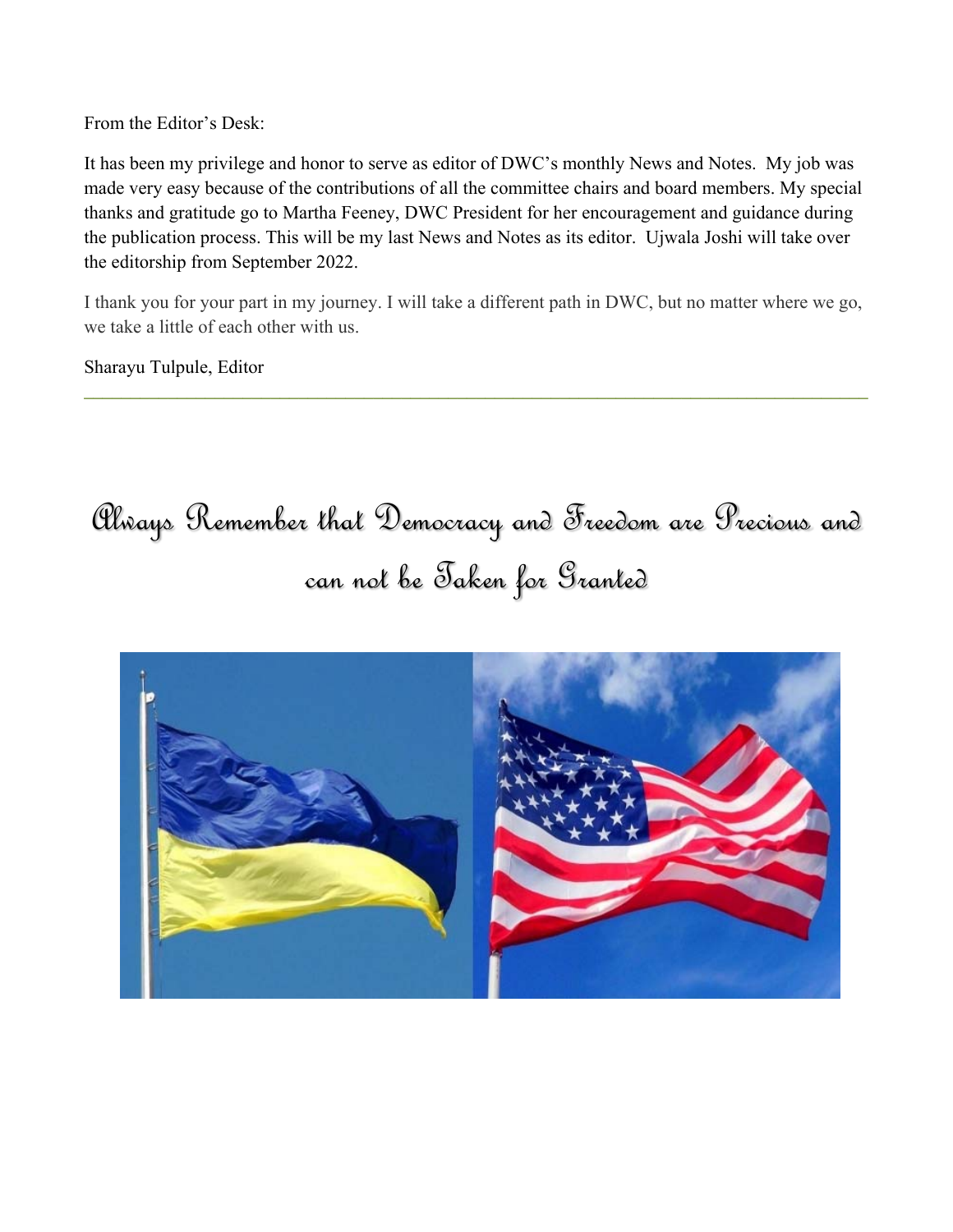From the Editor's Desk:

It has been my privilege and honor to serve as editor of DWC's monthly News and Notes. My job was made very easy because of the contributions of all the committee chairs and board members. My special thanks and gratitude go to Martha Feeney, DWC President for her encouragement and guidance during the publication process. This will be my last News and Notes as its editor. Ujwala Joshi will take over the editorship from September 2022.

I thank you for your part in my journey. I will take a different path in DWC, but no matter where we go, we take a little of each other with us.

Sharayu Tulpule, Editor

---

## Always Remember that Democracy and Freedom are Precious and can not be Taken for Granted